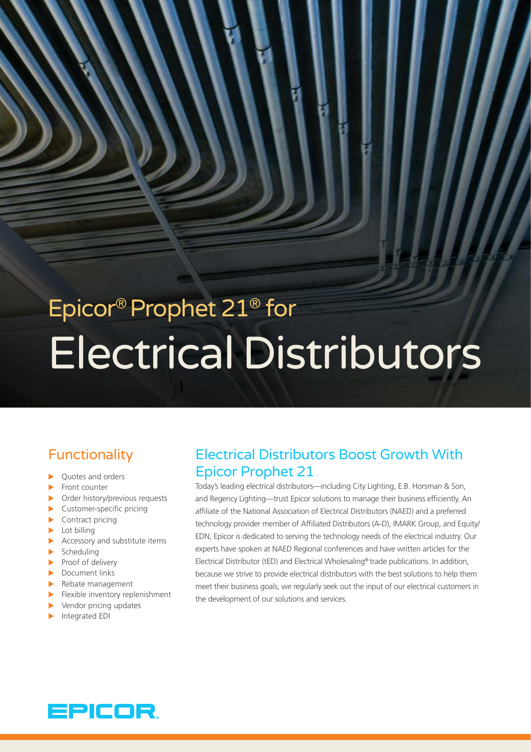# Epicor® Prophet 21® for Electrical Distributors

## Functionality

- Quotes and orders
- Front counter
- Order history/previous requests
- Customer-specific pricing
- Contract pricing
- Lot billing
- Accessory and substitute items
- Scheduling
- Proof of delivery
- Document links
- Rebate management
- Flexible inventory replenishment
- Vendor pricing updates
- Integrated EDI

## Electrical Distributors Boost Growth With Epicor Prophet 21

Today's leading electrical distributors—including City Lighting, E.B. Horsman & Son, and Regency Lighting—trust Epicor solutions to manage their business efficiently. An affiliate of the National Association of Electrical Distributors (NAED) and a preferred technology provider member of Affiliated Distributors (A-D), IMARK Group, and Equity/EDN, Epicor is dedicated to serving the technology needs of the electrical industry. Our experts have spoken at NAED Regional conferences and have written articles for the Electrical Distributor (tED) and Electrical Wholesaling® trade publications. In addition, because we strive to provide electrical distributors with the best solutions to help them meet their business goals, we regularly seek out the input of our electrical customers in the development of our solutions and services.

EPICOR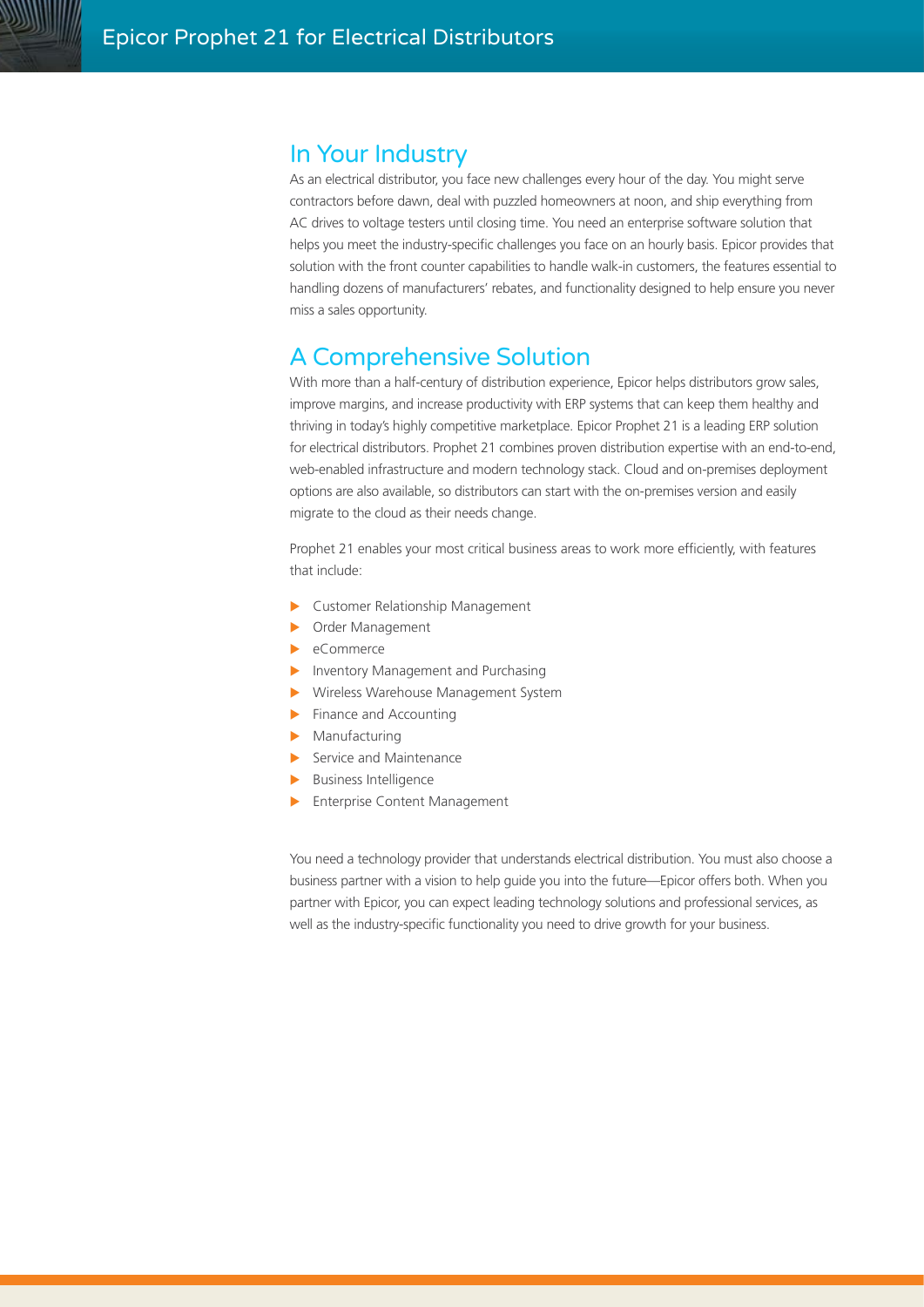## In Your Industry

As an electrical distributor, you face new challenges every hour of the day. You might serve contractors before dawn, deal with puzzled homeowners at noon, and ship everything from AC drives to voltage testers until closing time. You need an enterprise software solution that helps you meet the industry-specific challenges you face on an hourly basis. Epicor provides that solution with the front counter capabilities to handle walk-in customers, the features essential to handling dozens of manufacturers' rebates, and functionality designed to help ensure you never miss a sales opportunity.

## A Comprehensive Solution

With more than a half-century of distribution experience, Epicor helps distributors grow sales, improve margins, and increase productivity with ERP systems that can keep them healthy and thriving in today's highly competitive marketplace. Epicor Prophet 21 is a leading ERP solution for electrical distributors. Prophet 21 combines proven distribution expertise with an end-to-end, web-enabled infrastructure and modern technology stack. Cloud and on-premises deployment options are also available, so distributors can start with the on-premises version and easily migrate to the cloud as their needs change.

Prophet 21 enables your most critical business areas to work more efficiently, with features that include:

- Customer Relationship Management
- Order Management
- eCommerce
- Inventory Management and Purchasing
- Wireless Warehouse Management System
- Finance and Accounting
- Manufacturing
- Service and Maintenance
- Business Intelligence
- Enterprise Content Management

You need a technology provider that understands electrical distribution. You must also choose a business partner with a vision to help guide you into the future—Epicor offers both. When you partner with Epicor, you can expect leading technology solutions and professional services, as well as the industry-specific functionality you need to drive growth for your business.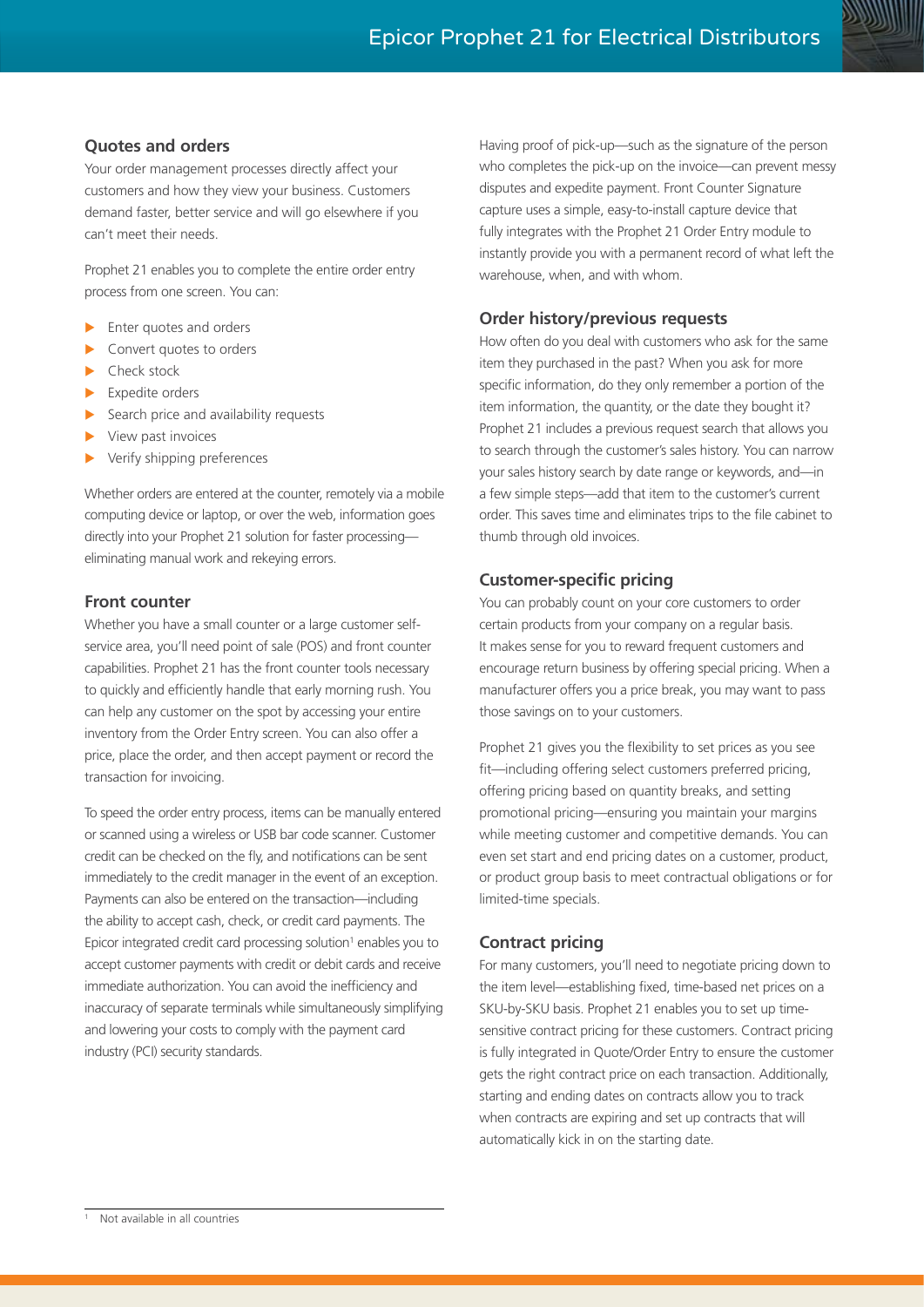## Quotes and orders

Your order management processes directly affect your customers and how they view your business. Customers demand faster, better service and will go elsewhere if you can't meet their needs.

Prophet 21 enables you to complete the entire order entry process from one screen. You can:

- Enter quotes and orders
- Convert quotes to orders
- Check stock
- Expedite orders
- Search price and availability requests
- View past invoices
- Verify shipping preferences

Whether orders are entered at the counter, remotely via a mobile computing device or laptop, or over the web, information goes directly into your Prophet 21 solution for faster processing—eliminating manual work and rekeying errors.

## Front counter

Whether you have a small counter or a large customer self-service area, you'll need point of sale (POS) and front counter capabilities. Prophet 21 has the front counter tools necessary to quickly and efficiently handle that early morning rush. You can help any customer on the spot by accessing your entire inventory from the Order Entry screen. You can also offer a price, place the order, and then accept payment or record the transaction for invoicing.

To speed the order entry process, items can be manually entered or scanned using a wireless or USB bar code scanner. Customer credit can be checked on the fly, and notifications can be sent immediately to the credit manager in the event of an exception. Payments can also be entered on the transaction—including the ability to accept cash, check, or credit card payments. The Epicor integrated credit card processing solution[1] enables you to accept customer payments with credit or debit cards and receive immediate authorization. You can avoid the inefficiency and inaccuracy of separate terminals while simultaneously simplifying and lowering your costs to comply with the payment card industry (PCI) security standards.

Having proof of pick-up—such as the signature of the person who completes the pick-up on the invoice—can prevent messy disputes and expedite payment. Front Counter Signature capture uses a simple, easy-to-install capture device that fully integrates with the Prophet 21 Order Entry module to instantly provide you with a permanent record of what left the warehouse, when, and with whom.

## Order history/previous requests

How often do you deal with customers who ask for the same item they purchased in the past? When you ask for more specific information, do they only remember a portion of the item information, the quantity, or the date they bought it? Prophet 21 includes a previous request search that allows you to search through the customer's sales history. You can narrow your sales history search by date range or keywords, and—in a few simple steps—add that item to the customer's current order. This saves time and eliminates trips to the file cabinet to thumb through old invoices.

## Customer-specific pricing

You can probably count on your core customers to order certain products from your company on a regular basis. It makes sense for you to reward frequent customers and encourage return business by offering special pricing. When a manufacturer offers you a price break, you may want to pass those savings on to your customers.

Prophet 21 gives you the flexibility to set prices as you see fit—including offering select customers preferred pricing, offering pricing based on quantity breaks, and setting promotional pricing—ensuring you maintain your margins while meeting customer and competitive demands. You can even set start and end pricing dates on a customer, product, or product group basis to meet contractual obligations or for limited-time specials.

## Contract pricing

For many customers, you'll need to negotiate pricing down to the item level—establishing fixed, time-based net prices on a SKU-by-SKU basis. Prophet 21 enables you to set up time-sensitive contract pricing for these customers. Contract pricing is fully integrated in Quote/Order Entry to ensure the customer gets the right contract price on each transaction. Additionally, starting and ending dates on contracts allow you to track when contracts are expiring and set up contracts that will automatically kick in on the starting date.

---

[1] Not available in all countries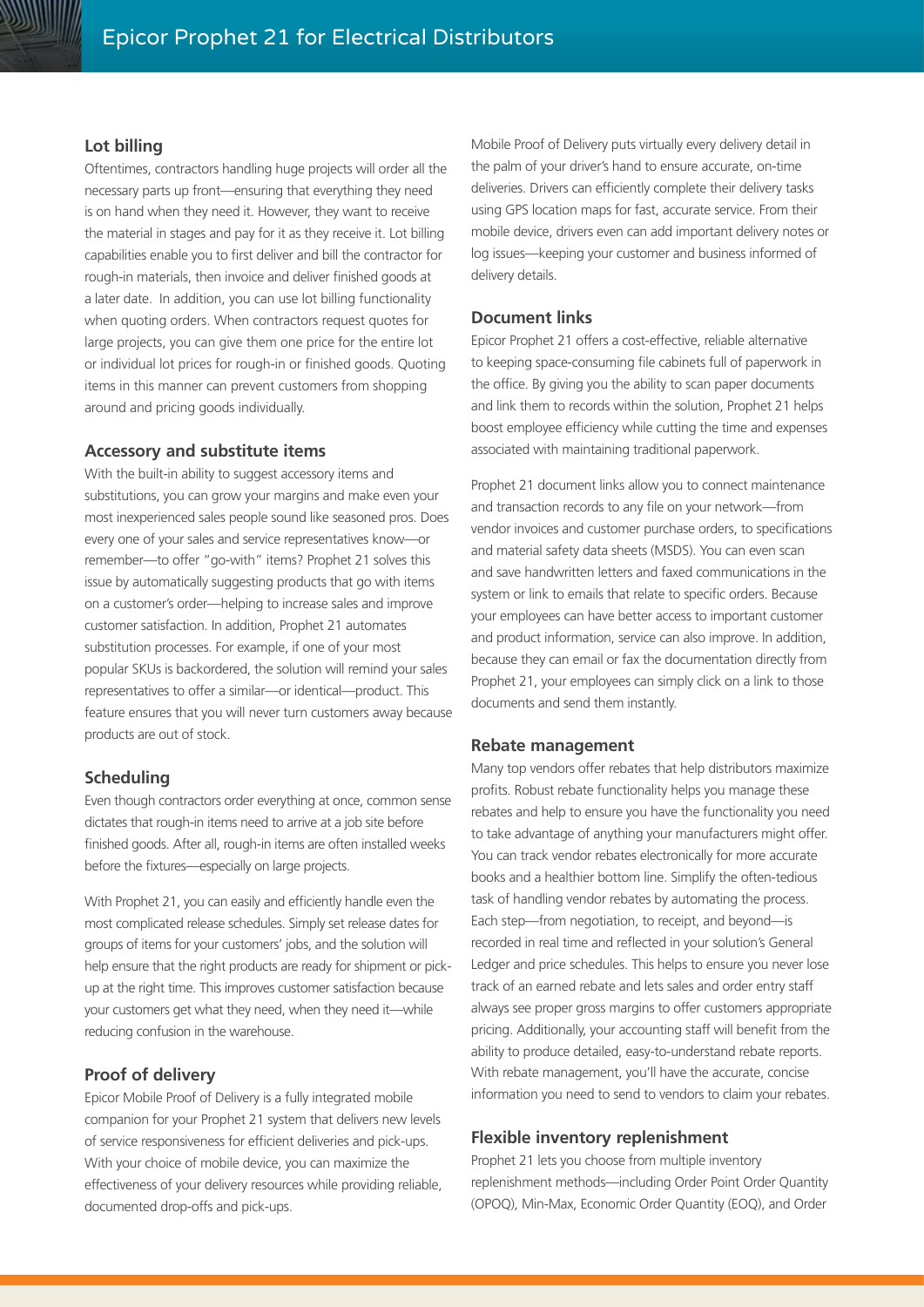## Lot billing

Oftentimes, contractors handling huge projects will order all the necessary parts up front—ensuring that everything they need is on hand when they need it. However, they want to receive the material in stages and pay for it as they receive it. Lot billing capabilities enable you to first deliver and bill the contractor for rough-in materials, then invoice and deliver finished goods at a later date. In addition, you can use lot billing functionality when quoting orders. When contractors request quotes for large projects, you can give them one price for the entire lot or individual lot prices for rough-in or finished goods. Quoting items in this manner can prevent customers from shopping around and pricing goods individually.

## Accessory and substitute items

With the built-in ability to suggest accessory items and substitutions, you can grow your margins and make even your most inexperienced sales people sound like seasoned pros. Does every one of your sales and service representatives know—or remember—to offer "go-with" items? Prophet 21 solves this issue by automatically suggesting products that go with items on a customer's order—helping to increase sales and improve customer satisfaction. In addition, Prophet 21 automates substitution processes. For example, if one of your most popular SKUs is backordered, the solution will remind your sales representatives to offer a similar—or identical—product. This feature ensures that you will never turn customers away because products are out of stock.

## Scheduling

Even though contractors order everything at once, common sense dictates that rough-in items need to arrive at a job site before finished goods. After all, rough-in items are often installed weeks before the fixtures—especially on large projects.

With Prophet 21, you can easily and efficiently handle even the most complicated release schedules. Simply set release dates for groups of items for your customers' jobs, and the solution will help ensure that the right products are ready for shipment or pick-up at the right time. This improves customer satisfaction because your customers get what they need, when they need it—while reducing confusion in the warehouse.

## Proof of delivery

Epicor Mobile Proof of Delivery is a fully integrated mobile companion for your Prophet 21 system that delivers new levels of service responsiveness for efficient deliveries and pick-ups. With your choice of mobile device, you can maximize the effectiveness of your delivery resources while providing reliable, documented drop-offs and pick-ups.

Mobile Proof of Delivery puts virtually every delivery detail in the palm of your driver's hand to ensure accurate, on-time deliveries. Drivers can efficiently complete their delivery tasks using GPS location maps for fast, accurate service. From their mobile device, drivers even can add important delivery notes or log issues—keeping your customer and business informed of delivery details.

## Document links

Epicor Prophet 21 offers a cost-effective, reliable alternative to keeping space-consuming file cabinets full of paperwork in the office. By giving you the ability to scan paper documents and link them to records within the solution, Prophet 21 helps boost employee efficiency while cutting the time and expenses associated with maintaining traditional paperwork.

Prophet 21 document links allow you to connect maintenance and transaction records to any file on your network—from vendor invoices and customer purchase orders, to specifications and material safety data sheets (MSDS). You can even scan and save handwritten letters and faxed communications in the system or link to emails that relate to specific orders. Because your employees can have better access to important customer and product information, service can also improve. In addition, because they can email or fax the documentation directly from Prophet 21, your employees can simply click on a link to those documents and send them instantly.

## Rebate management

Many top vendors offer rebates that help distributors maximize profits. Robust rebate functionality helps you manage these rebates and help to ensure you have the functionality you need to take advantage of anything your manufacturers might offer. You can track vendor rebates electronically for more accurate books and a healthier bottom line. Simplify the often-tedious task of handling vendor rebates by automating the process. Each step—from negotiation, to receipt, and beyond—is recorded in real time and reflected in your solution's General Ledger and price schedules. This helps to ensure you never lose track of an earned rebate and lets sales and order entry staff always see proper gross margins to offer customers appropriate pricing. Additionally, your accounting staff will benefit from the ability to produce detailed, easy-to-understand rebate reports. With rebate management, you'll have the accurate, concise information you need to send to vendors to claim your rebates.

## Flexible inventory replenishment

Prophet 21 lets you choose from multiple inventory replenishment methods—including Order Point Order Quantity (OPOQ), Min-Max, Economic Order Quantity (EOQ), and Order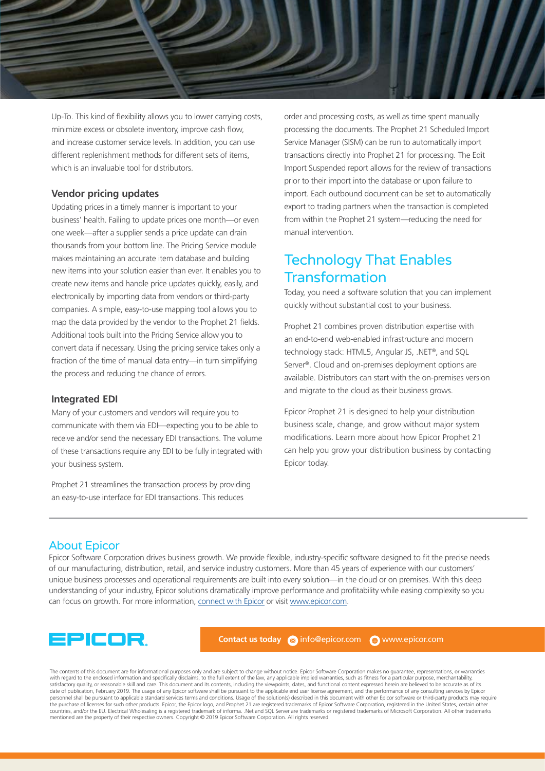Up-To. This kind of flexibility allows you to lower carrying costs, minimize excess or obsolete inventory, improve cash flow, and increase customer service levels. In addition, you can use different replenishment methods for different sets of items, which is an invaluable tool for distributors.

### Vendor pricing updates

Updating prices in a timely manner is important to your business' health. Failing to update prices one month—or even one week—after a supplier sends a price update can drain thousands from your bottom line. The Pricing Service module makes maintaining an accurate item database and building new items into your solution easier than ever. It enables you to create new items and handle price updates quickly, easily, and electronically by importing data from vendors or third-party companies. A simple, easy-to-use mapping tool allows you to map the data provided by the vendor to the Prophet 21 fields. Additional tools built into the Pricing Service allow you to convert data if necessary. Using the pricing service takes only a fraction of the time of manual data entry—in turn simplifying the process and reducing the chance of errors.

### Integrated EDI

Many of your customers and vendors will require you to communicate with them via EDI—expecting you to be able to receive and/or send the necessary EDI transactions. The volume of these transactions require any EDI to be fully integrated with your business system.

Prophet 21 streamlines the transaction process by providing an easy-to-use interface for EDI transactions. This reduces order and processing costs, as well as time spent manually processing the documents. The Prophet 21 Scheduled Import Service Manager (SISM) can be run to automatically import transactions directly into Prophet 21 for processing. The Edit Import Suspended report allows for the review of transactions prior to their import into the database or upon failure to import. Each outbound document can be set to automatically export to trading partners when the transaction is completed from within the Prophet 21 system—reducing the need for manual intervention.

## Technology That Enables Transformation

Today, you need a software solution that you can implement quickly without substantial cost to your business.

Prophet 21 combines proven distribution expertise with an end-to-end web-enabled infrastructure and modern technology stack: HTML5, Angular JS, .NET®, and SQL Server®. Cloud and on-premises deployment options are available. Distributors can start with the on-premises version and migrate to the cloud as their business grows.

Epicor Prophet 21 is designed to help your distribution business scale, change, and grow without major system modifications. Learn more about how Epicor Prophet 21 can help you grow your distribution business by contacting Epicor today.

---

## About Epicor

Epicor Software Corporation drives business growth. We provide flexible, industry-specific software designed to fit the precise needs of our manufacturing, distribution, retail, and service industry customers. More than 45 years of experience with our customers' unique business processes and operational requirements are built into every solution—in the cloud or on premises. With this deep understanding of your industry, Epicor solutions dramatically improve performance and profitability while easing complexity so you can focus on growth. For more information, connect with Epicor or visit www.epicor.com.

EPICOR

**Contact us today** info@epicor.com www.epicor.com

The contents of this document are for informational purposes only and are subject to change without notice. Epicor Software Corporation makes no guarantee, representations, or warranties with regard to the enclosed information and specifically disclaims, to the full extent of the law, any applicable implied warranties, such as fitness for a particular purpose, merchantability, satisfactory quality, or reasonable skill and care. This document and its contents, including the viewpoints, dates, and functional content expressed herein are believed to be accurate as of its date of publication, February 2019. The usage of any Epicor software shall be pursuant to the applicable end user license agreement, and the performance of any consulting services by Epicor personnel shall be pursuant to applicable standard services terms and conditions. Usage of the solution(s) described in this document with other Epicor software or third-party products may require the purchase of licenses for such other products. Epicor, the Epicor logo, and Prophet 21 are registered trademarks of Epicor Software Corporation, registered in the United States, certain other countries, and/or the EU. Electrical Wholesaling is a registered trademark of informa. .Net and SQL Server are trademarks or registered trademarks of Microsoft Corporation. All other trademarks mentioned are the property of their respective owners. Copyright © 2019 Epicor Software Corporation. All rights reserved.